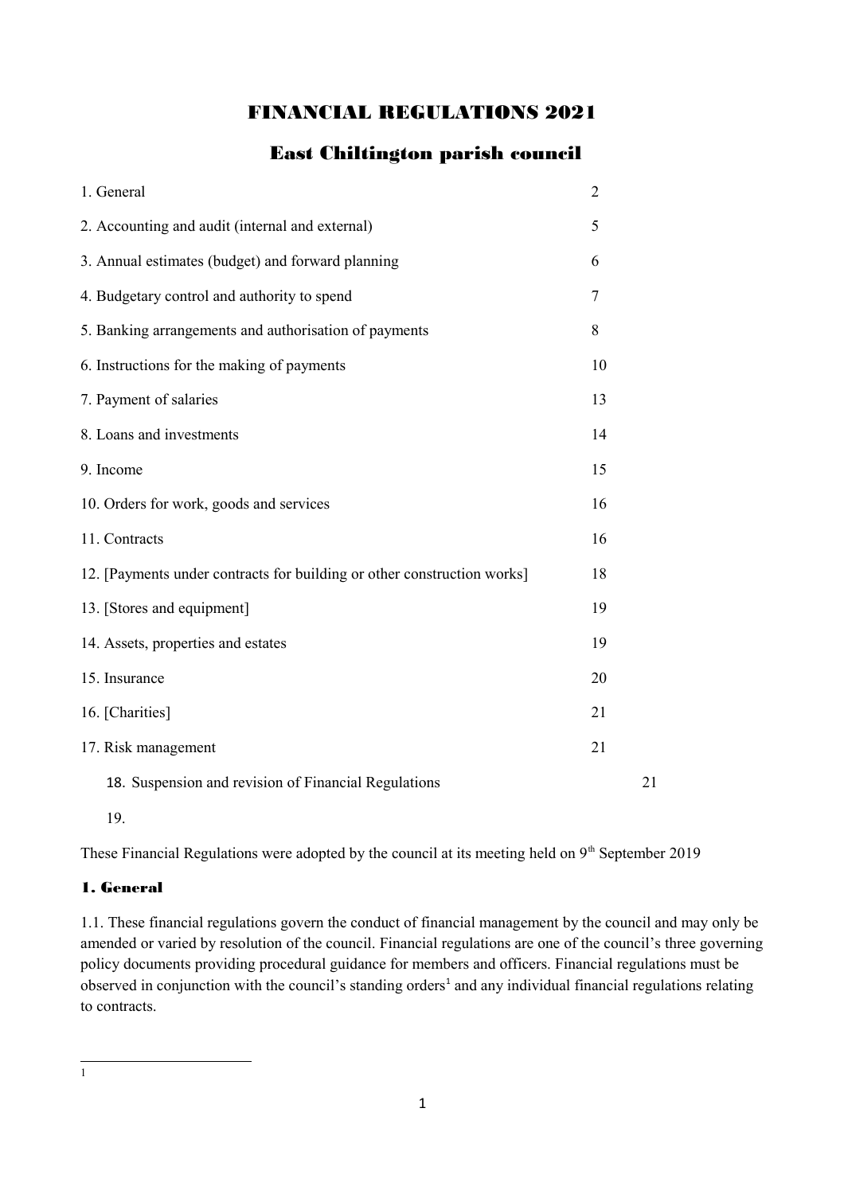# FINANCIAL REGULATIONS 2021

## East Chiltington parish council

| | |
|---|---|
| 1. General | 2 |
| 2. Accounting and audit (internal and external) | 5 |
| 3. Annual estimates (budget) and forward planning | 6 |
| 4. Budgetary control and authority to spend | 7 |
| 5. Banking arrangements and authorisation of payments | 8 |
| 6. Instructions for the making of payments | 10 |
| 7. Payment of salaries | 13 |
| 8. Loans and investments | 14 |
| 9. Income | 15 |
| 10. Orders for work, goods and services | 16 |
| 11. Contracts | 16 |
| 12. [Payments under contracts for building or other construction works] | 18 |
| 13. [Stores and equipment] | 19 |
| 14. Assets, properties and estates | 19 |
| 15. Insurance | 20 |
| 16. [Charities] | 21 |
| 17. Risk management | 21 |
| 18. Suspension and revision of Financial Regulations | 21 |
| 19. | |

These Financial Regulations were adopted by the council at its meeting held on 9th September 2019

### 1. General

1.1. These financial regulations govern the conduct of financial management by the council and may only be amended or varied by resolution of the council. Financial regulations are one of the council's three governing policy documents providing procedural guidance for members and officers. Financial regulations must be observed in conjunction with the council's standing orders[1] and any individual financial regulations relating to contracts.

[1]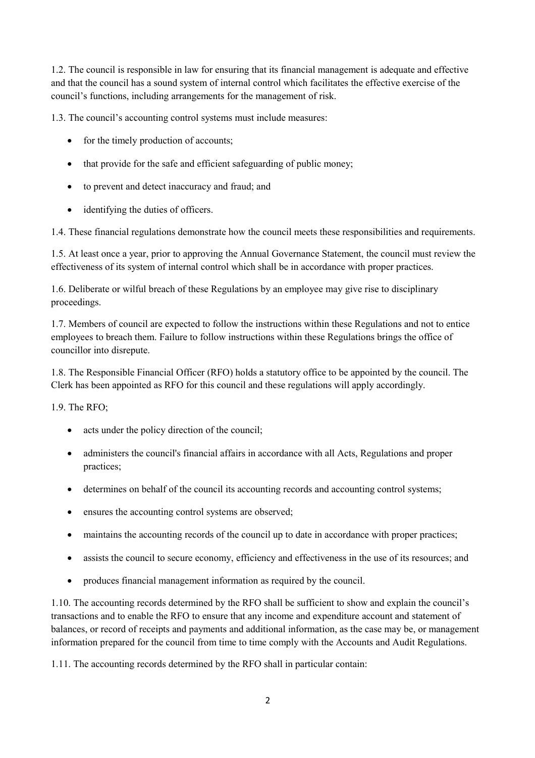1.2. The council is responsible in law for ensuring that its financial management is adequate and effective and that the council has a sound system of internal control which facilitates the effective exercise of the council's functions, including arrangements for the management of risk.

1.3. The council's accounting control systems must include measures:

- for the timely production of accounts;
- that provide for the safe and efficient safeguarding of public money;
- to prevent and detect inaccuracy and fraud; and
- identifying the duties of officers.

1.4. These financial regulations demonstrate how the council meets these responsibilities and requirements.

1.5. At least once a year, prior to approving the Annual Governance Statement, the council must review the effectiveness of its system of internal control which shall be in accordance with proper practices.

1.6. Deliberate or wilful breach of these Regulations by an employee may give rise to disciplinary proceedings.

1.7. Members of council are expected to follow the instructions within these Regulations and not to entice employees to breach them. Failure to follow instructions within these Regulations brings the office of councillor into disrepute.

1.8. The Responsible Financial Officer (RFO) holds a statutory office to be appointed by the council. The Clerk has been appointed as RFO for this council and these regulations will apply accordingly.

1.9. The RFO;

- acts under the policy direction of the council;
- administers the council's financial affairs in accordance with all Acts, Regulations and proper practices;
- determines on behalf of the council its accounting records and accounting control systems;
- ensures the accounting control systems are observed;
- maintains the accounting records of the council up to date in accordance with proper practices;
- assists the council to secure economy, efficiency and effectiveness in the use of its resources; and
- produces financial management information as required by the council.

1.10. The accounting records determined by the RFO shall be sufficient to show and explain the council's transactions and to enable the RFO to ensure that any income and expenditure account and statement of balances, or record of receipts and payments and additional information, as the case may be, or management information prepared for the council from time to time comply with the Accounts and Audit Regulations.

1.11. The accounting records determined by the RFO shall in particular contain: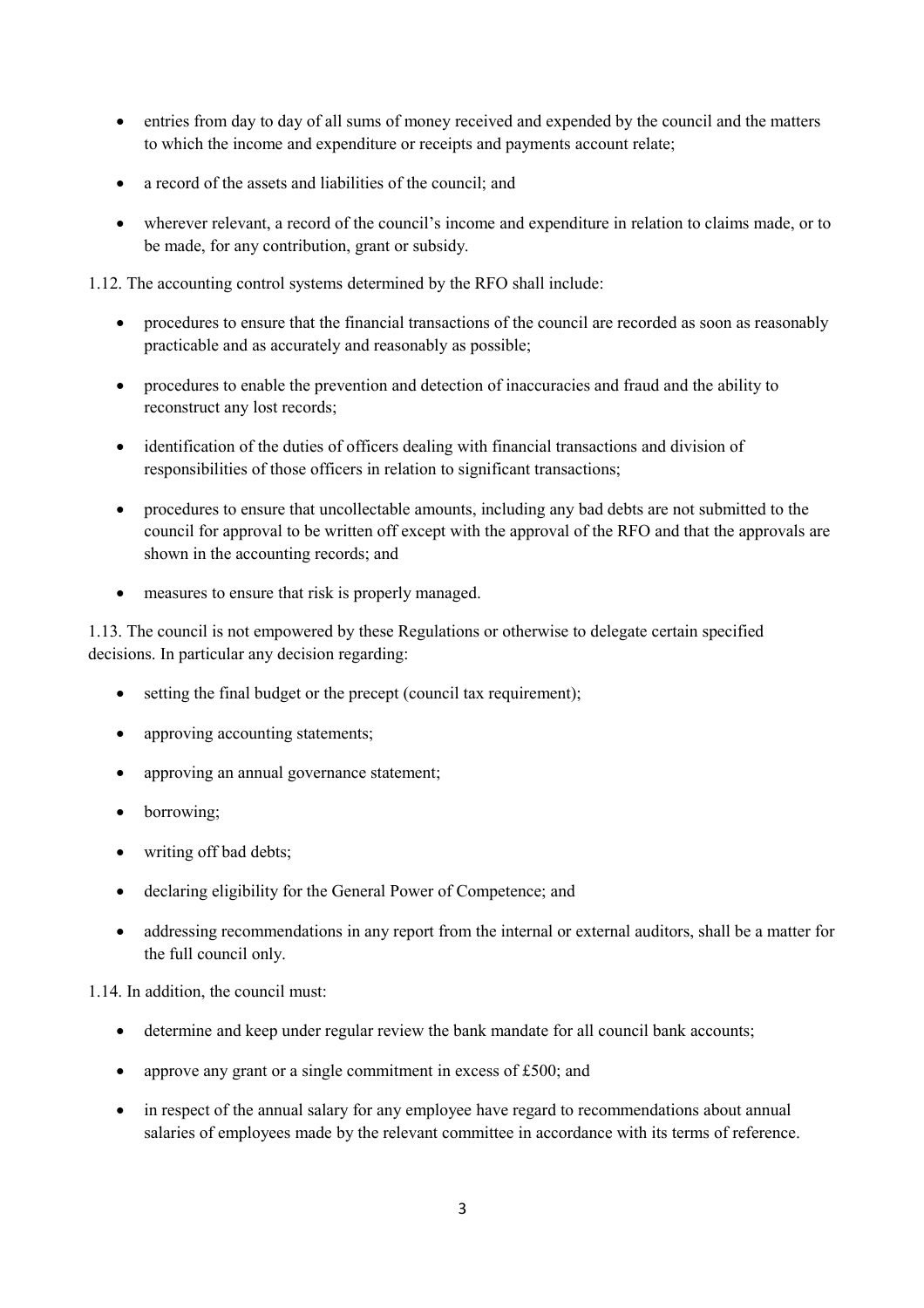- entries from day to day of all sums of money received and expended by the council and the matters to which the income and expenditure or receipts and payments account relate;
- a record of the assets and liabilities of the council; and
- wherever relevant, a record of the council's income and expenditure in relation to claims made, or to be made, for any contribution, grant or subsidy.

1.12. The accounting control systems determined by the RFO shall include:

- procedures to ensure that the financial transactions of the council are recorded as soon as reasonably practicable and as accurately and reasonably as possible;
- procedures to enable the prevention and detection of inaccuracies and fraud and the ability to reconstruct any lost records;
- identification of the duties of officers dealing with financial transactions and division of responsibilities of those officers in relation to significant transactions;
- procedures to ensure that uncollectable amounts, including any bad debts are not submitted to the council for approval to be written off except with the approval of the RFO and that the approvals are shown in the accounting records; and
- measures to ensure that risk is properly managed.

1.13. The council is not empowered by these Regulations or otherwise to delegate certain specified decisions. In particular any decision regarding:

- setting the final budget or the precept (council tax requirement);
- approving accounting statements;
- approving an annual governance statement;
- borrowing;
- writing off bad debts;
- declaring eligibility for the General Power of Competence; and
- addressing recommendations in any report from the internal or external auditors, shall be a matter for the full council only.

1.14. In addition, the council must:

- determine and keep under regular review the bank mandate for all council bank accounts;
- approve any grant or a single commitment in excess of £500; and
- in respect of the annual salary for any employee have regard to recommendations about annual salaries of employees made by the relevant committee in accordance with its terms of reference.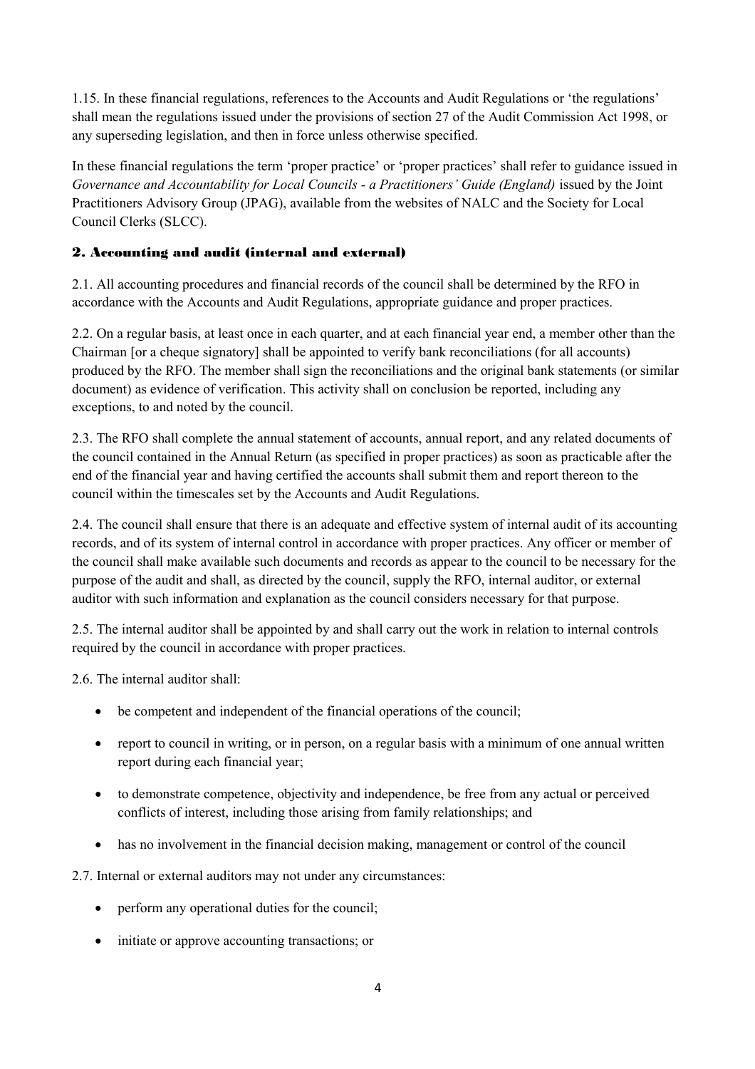1.15. In these financial regulations, references to the Accounts and Audit Regulations or 'the regulations' shall mean the regulations issued under the provisions of section 27 of the Audit Commission Act 1998, or any superseding legislation, and then in force unless otherwise specified.

In these financial regulations the term 'proper practice' or 'proper practices' shall refer to guidance issued in *Governance and Accountability for Local Councils - a Practitioners' Guide (England)* issued by the Joint Practitioners Advisory Group (JPAG), available from the websites of NALC and the Society for Local Council Clerks (SLCC).

## 2. Accounting and audit (internal and external)

2.1. All accounting procedures and financial records of the council shall be determined by the RFO in accordance with the Accounts and Audit Regulations, appropriate guidance and proper practices.

2.2. On a regular basis, at least once in each quarter, and at each financial year end, a member other than the Chairman [or a cheque signatory] shall be appointed to verify bank reconciliations (for all accounts) produced by the RFO. The member shall sign the reconciliations and the original bank statements (or similar document) as evidence of verification. This activity shall on conclusion be reported, including any exceptions, to and noted by the council.

2.3. The RFO shall complete the annual statement of accounts, annual report, and any related documents of the council contained in the Annual Return (as specified in proper practices) as soon as practicable after the end of the financial year and having certified the accounts shall submit them and report thereon to the council within the timescales set by the Accounts and Audit Regulations.

2.4. The council shall ensure that there is an adequate and effective system of internal audit of its accounting records, and of its system of internal control in accordance with proper practices. Any officer or member of the council shall make available such documents and records as appear to the council to be necessary for the purpose of the audit and shall, as directed by the council, supply the RFO, internal auditor, or external auditor with such information and explanation as the council considers necessary for that purpose.

2.5. The internal auditor shall be appointed by and shall carry out the work in relation to internal controls required by the council in accordance with proper practices.

2.6. The internal auditor shall:

- be competent and independent of the financial operations of the council;
- report to council in writing, or in person, on a regular basis with a minimum of one annual written report during each financial year;
- to demonstrate competence, objectivity and independence, be free from any actual or perceived conflicts of interest, including those arising from family relationships; and
- has no involvement in the financial decision making, management or control of the council

2.7. Internal or external auditors may not under any circumstances:

- perform any operational duties for the council;
- initiate or approve accounting transactions; or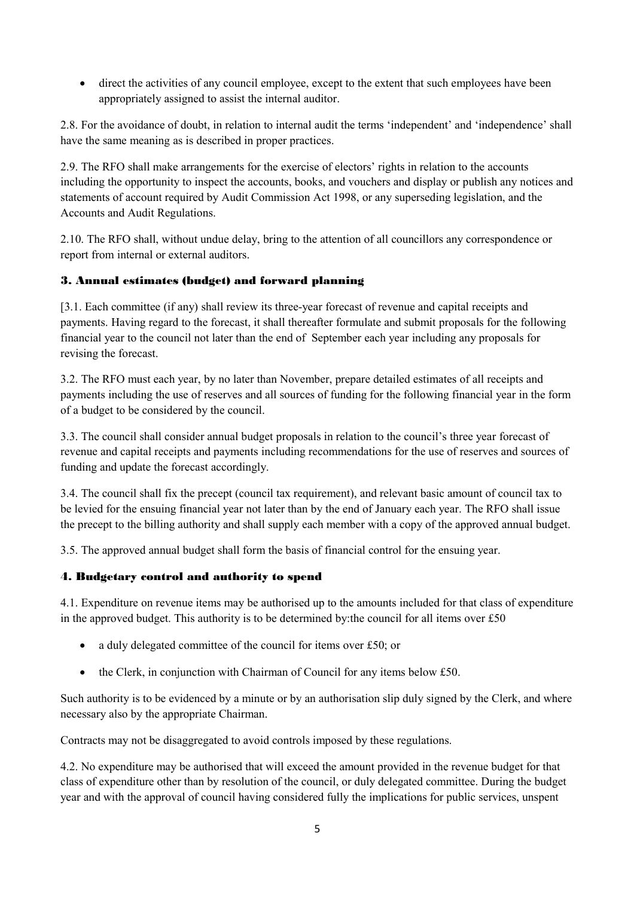- direct the activities of any council employee, except to the extent that such employees have been appropriately assigned to assist the internal auditor.

2.8. For the avoidance of doubt, in relation to internal audit the terms 'independent' and 'independence' shall have the same meaning as is described in proper practices.

2.9. The RFO shall make arrangements for the exercise of electors' rights in relation to the accounts including the opportunity to inspect the accounts, books, and vouchers and display or publish any notices and statements of account required by Audit Commission Act 1998, or any superseding legislation, and the Accounts and Audit Regulations.

2.10. The RFO shall, without undue delay, bring to the attention of all councillors any correspondence or report from internal or external auditors.

## 3. Annual estimates (budget) and forward planning

[3.1. Each committee (if any) shall review its three-year forecast of revenue and capital receipts and payments. Having regard to the forecast, it shall thereafter formulate and submit proposals for the following financial year to the council not later than the end of September each year including any proposals for revising the forecast.

3.2. The RFO must each year, by no later than November, prepare detailed estimates of all receipts and payments including the use of reserves and all sources of funding for the following financial year in the form of a budget to be considered by the council.

3.3. The council shall consider annual budget proposals in relation to the council's three year forecast of revenue and capital receipts and payments including recommendations for the use of reserves and sources of funding and update the forecast accordingly.

3.4. The council shall fix the precept (council tax requirement), and relevant basic amount of council tax to be levied for the ensuing financial year not later than by the end of January each year. The RFO shall issue the precept to the billing authority and shall supply each member with a copy of the approved annual budget.

3.5. The approved annual budget shall form the basis of financial control for the ensuing year.

## 4. Budgetary control and authority to spend

4.1. Expenditure on revenue items may be authorised up to the amounts included for that class of expenditure in the approved budget. This authority is to be determined by:the council for all items over £50

- a duly delegated committee of the council for items over £50; or
- the Clerk, in conjunction with Chairman of Council for any items below £50.

Such authority is to be evidenced by a minute or by an authorisation slip duly signed by the Clerk, and where necessary also by the appropriate Chairman.

Contracts may not be disaggregated to avoid controls imposed by these regulations.

4.2. No expenditure may be authorised that will exceed the amount provided in the revenue budget for that class of expenditure other than by resolution of the council, or duly delegated committee. During the budget year and with the approval of council having considered fully the implications for public services, unspent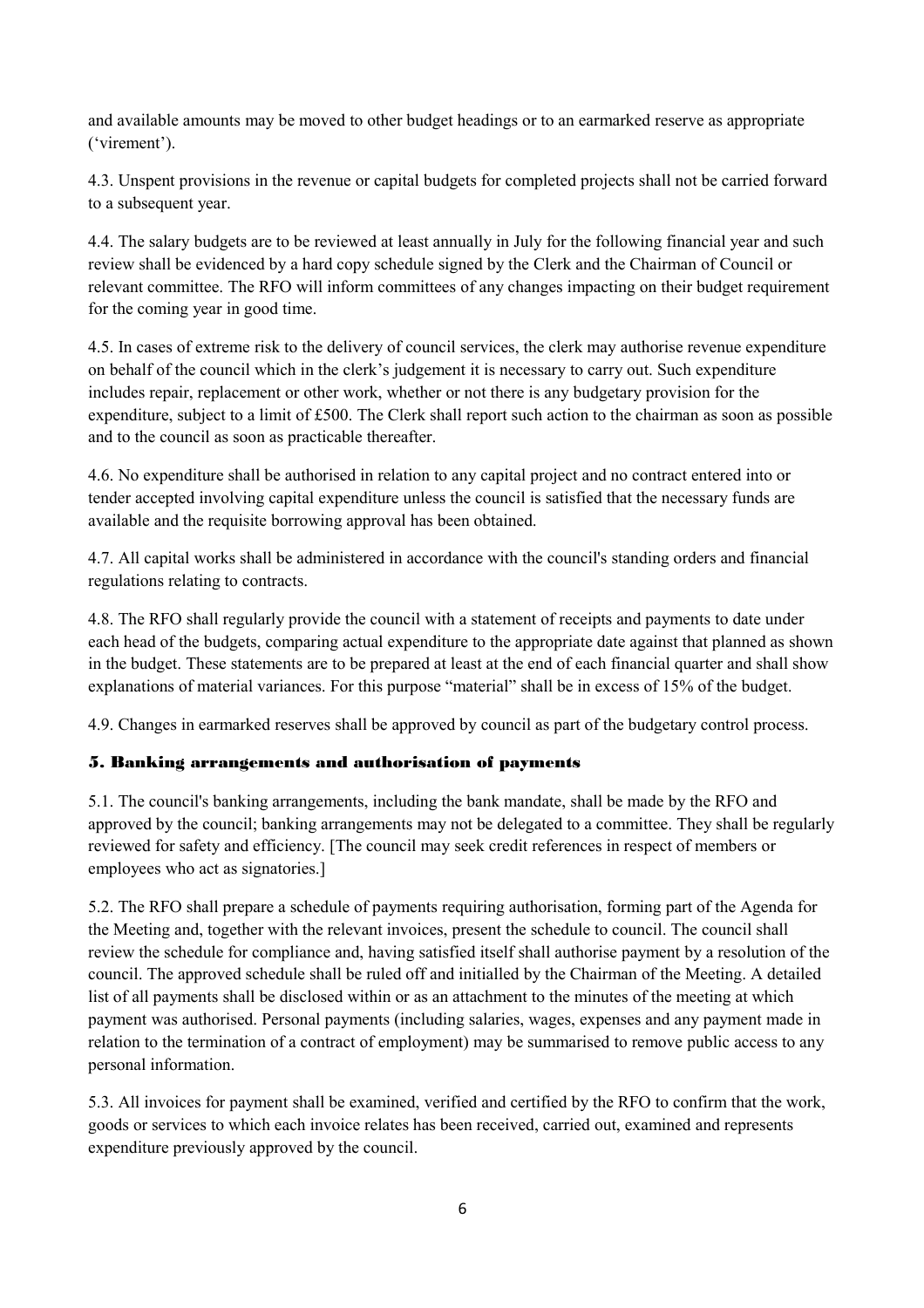and available amounts may be moved to other budget headings or to an earmarked reserve as appropriate ('virement').

4.3. Unspent provisions in the revenue or capital budgets for completed projects shall not be carried forward to a subsequent year.

4.4. The salary budgets are to be reviewed at least annually in July for the following financial year and such review shall be evidenced by a hard copy schedule signed by the Clerk and the Chairman of Council or relevant committee. The RFO will inform committees of any changes impacting on their budget requirement for the coming year in good time.

4.5. In cases of extreme risk to the delivery of council services, the clerk may authorise revenue expenditure on behalf of the council which in the clerk's judgement it is necessary to carry out. Such expenditure includes repair, replacement or other work, whether or not there is any budgetary provision for the expenditure, subject to a limit of £500. The Clerk shall report such action to the chairman as soon as possible and to the council as soon as practicable thereafter.

4.6. No expenditure shall be authorised in relation to any capital project and no contract entered into or tender accepted involving capital expenditure unless the council is satisfied that the necessary funds are available and the requisite borrowing approval has been obtained.

4.7. All capital works shall be administered in accordance with the council's standing orders and financial regulations relating to contracts.

4.8. The RFO shall regularly provide the council with a statement of receipts and payments to date under each head of the budgets, comparing actual expenditure to the appropriate date against that planned as shown in the budget. These statements are to be prepared at least at the end of each financial quarter and shall show explanations of material variances. For this purpose "material" shall be in excess of 15% of the budget.

4.9. Changes in earmarked reserves shall be approved by council as part of the budgetary control process.

## 5. Banking arrangements and authorisation of payments

5.1. The council's banking arrangements, including the bank mandate, shall be made by the RFO and approved by the council; banking arrangements may not be delegated to a committee. They shall be regularly reviewed for safety and efficiency. [The council may seek credit references in respect of members or employees who act as signatories.]

5.2. The RFO shall prepare a schedule of payments requiring authorisation, forming part of the Agenda for the Meeting and, together with the relevant invoices, present the schedule to council. The council shall review the schedule for compliance and, having satisfied itself shall authorise payment by a resolution of the council. The approved schedule shall be ruled off and initialled by the Chairman of the Meeting. A detailed list of all payments shall be disclosed within or as an attachment to the minutes of the meeting at which payment was authorised. Personal payments (including salaries, wages, expenses and any payment made in relation to the termination of a contract of employment) may be summarised to remove public access to any personal information.

5.3. All invoices for payment shall be examined, verified and certified by the RFO to confirm that the work, goods or services to which each invoice relates has been received, carried out, examined and represents expenditure previously approved by the council.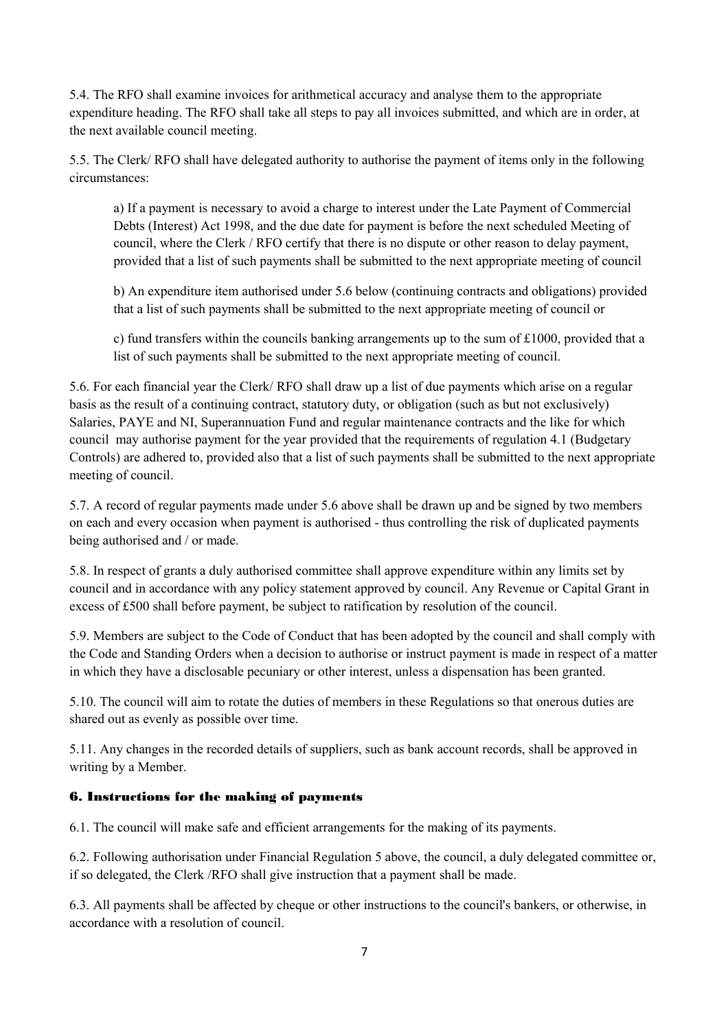5.4. The RFO shall examine invoices for arithmetical accuracy and analyse them to the appropriate expenditure heading. The RFO shall take all steps to pay all invoices submitted, and which are in order, at the next available council meeting.

5.5. The Clerk/ RFO shall have delegated authority to authorise the payment of items only in the following circumstances:

a) If a payment is necessary to avoid a charge to interest under the Late Payment of Commercial Debts (Interest) Act 1998, and the due date for payment is before the next scheduled Meeting of council, where the Clerk / RFO certify that there is no dispute or other reason to delay payment, provided that a list of such payments shall be submitted to the next appropriate meeting of council

b) An expenditure item authorised under 5.6 below (continuing contracts and obligations) provided that a list of such payments shall be submitted to the next appropriate meeting of council or

c) fund transfers within the councils banking arrangements up to the sum of £1000, provided that a list of such payments shall be submitted to the next appropriate meeting of council.

5.6. For each financial year the Clerk/ RFO shall draw up a list of due payments which arise on a regular basis as the result of a continuing contract, statutory duty, or obligation (such as but not exclusively) Salaries, PAYE and NI, Superannuation Fund and regular maintenance contracts and the like for which council may authorise payment for the year provided that the requirements of regulation 4.1 (Budgetary Controls) are adhered to, provided also that a list of such payments shall be submitted to the next appropriate meeting of council.

5.7. A record of regular payments made under 5.6 above shall be drawn up and be signed by two members on each and every occasion when payment is authorised - thus controlling the risk of duplicated payments being authorised and / or made.

5.8. In respect of grants a duly authorised committee shall approve expenditure within any limits set by council and in accordance with any policy statement approved by council. Any Revenue or Capital Grant in excess of £500 shall before payment, be subject to ratification by resolution of the council.

5.9. Members are subject to the Code of Conduct that has been adopted by the council and shall comply with the Code and Standing Orders when a decision to authorise or instruct payment is made in respect of a matter in which they have a disclosable pecuniary or other interest, unless a dispensation has been granted.

5.10. The council will aim to rotate the duties of members in these Regulations so that onerous duties are shared out as evenly as possible over time.

5.11. Any changes in the recorded details of suppliers, such as bank account records, shall be approved in writing by a Member.

## 6. Instructions for the making of payments

6.1. The council will make safe and efficient arrangements for the making of its payments.

6.2. Following authorisation under Financial Regulation 5 above, the council, a duly delegated committee or, if so delegated, the Clerk /RFO shall give instruction that a payment shall be made.

6.3. All payments shall be affected by cheque or other instructions to the council's bankers, or otherwise, in accordance with a resolution of council.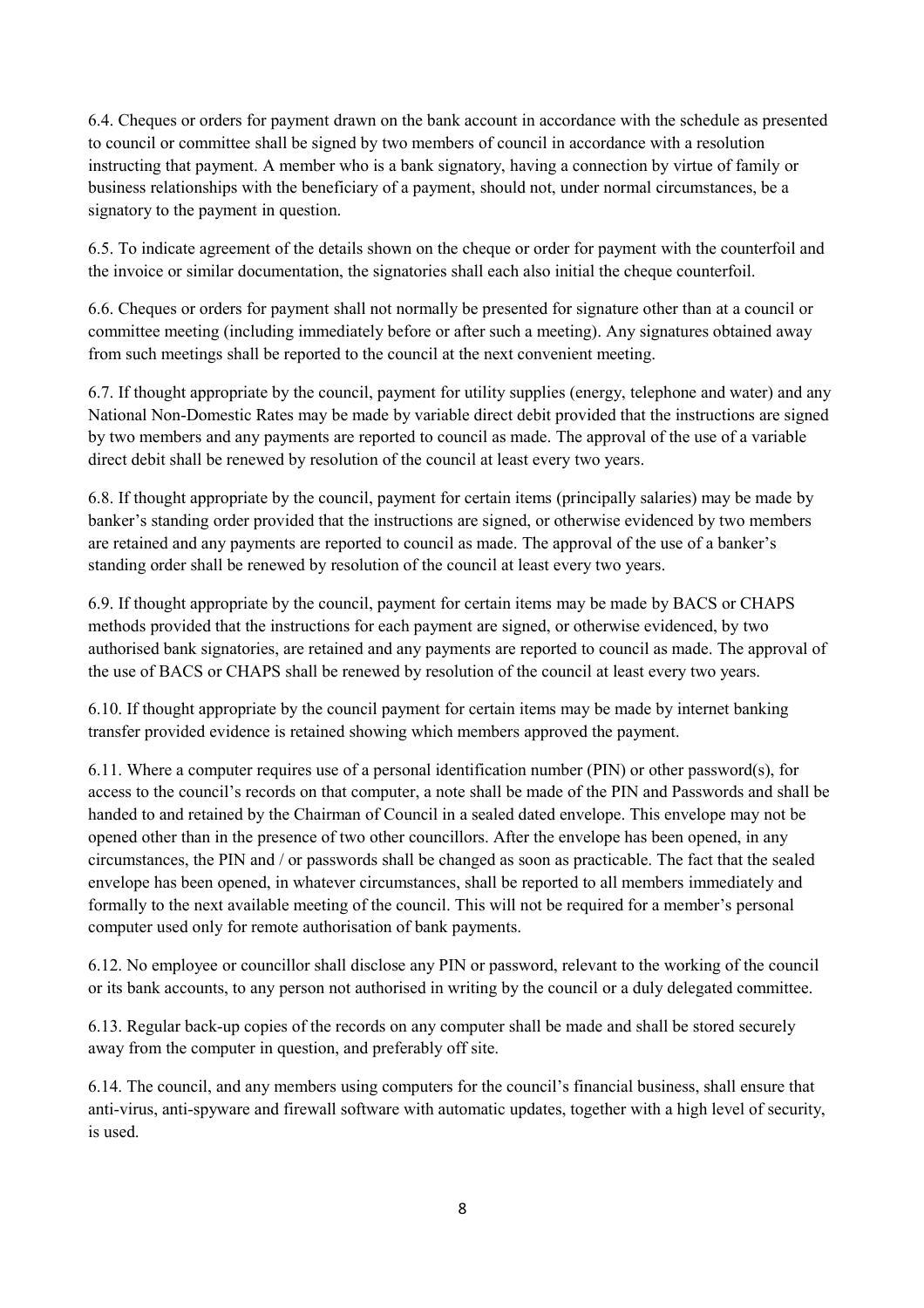6.4. Cheques or orders for payment drawn on the bank account in accordance with the schedule as presented to council or committee shall be signed by two members of council in accordance with a resolution instructing that payment. A member who is a bank signatory, having a connection by virtue of family or business relationships with the beneficiary of a payment, should not, under normal circumstances, be a signatory to the payment in question.

6.5. To indicate agreement of the details shown on the cheque or order for payment with the counterfoil and the invoice or similar documentation, the signatories shall each also initial the cheque counterfoil.

6.6. Cheques or orders for payment shall not normally be presented for signature other than at a council or committee meeting (including immediately before or after such a meeting). Any signatures obtained away from such meetings shall be reported to the council at the next convenient meeting.

6.7. If thought appropriate by the council, payment for utility supplies (energy, telephone and water) and any National Non-Domestic Rates may be made by variable direct debit provided that the instructions are signed by two members and any payments are reported to council as made. The approval of the use of a variable direct debit shall be renewed by resolution of the council at least every two years.

6.8. If thought appropriate by the council, payment for certain items (principally salaries) may be made by banker's standing order provided that the instructions are signed, or otherwise evidenced by two members are retained and any payments are reported to council as made. The approval of the use of a banker's standing order shall be renewed by resolution of the council at least every two years.

6.9. If thought appropriate by the council, payment for certain items may be made by BACS or CHAPS methods provided that the instructions for each payment are signed, or otherwise evidenced, by two authorised bank signatories, are retained and any payments are reported to council as made. The approval of the use of BACS or CHAPS shall be renewed by resolution of the council at least every two years.

6.10. If thought appropriate by the council payment for certain items may be made by internet banking transfer provided evidence is retained showing which members approved the payment.

6.11. Where a computer requires use of a personal identification number (PIN) or other password(s), for access to the council's records on that computer, a note shall be made of the PIN and Passwords and shall be handed to and retained by the Chairman of Council in a sealed dated envelope. This envelope may not be opened other than in the presence of two other councillors. After the envelope has been opened, in any circumstances, the PIN and / or passwords shall be changed as soon as practicable. The fact that the sealed envelope has been opened, in whatever circumstances, shall be reported to all members immediately and formally to the next available meeting of the council. This will not be required for a member's personal computer used only for remote authorisation of bank payments.

6.12. No employee or councillor shall disclose any PIN or password, relevant to the working of the council or its bank accounts, to any person not authorised in writing by the council or a duly delegated committee.

6.13. Regular back-up copies of the records on any computer shall be made and shall be stored securely away from the computer in question, and preferably off site.

6.14. The council, and any members using computers for the council's financial business, shall ensure that anti-virus, anti-spyware and firewall software with automatic updates, together with a high level of security, is used.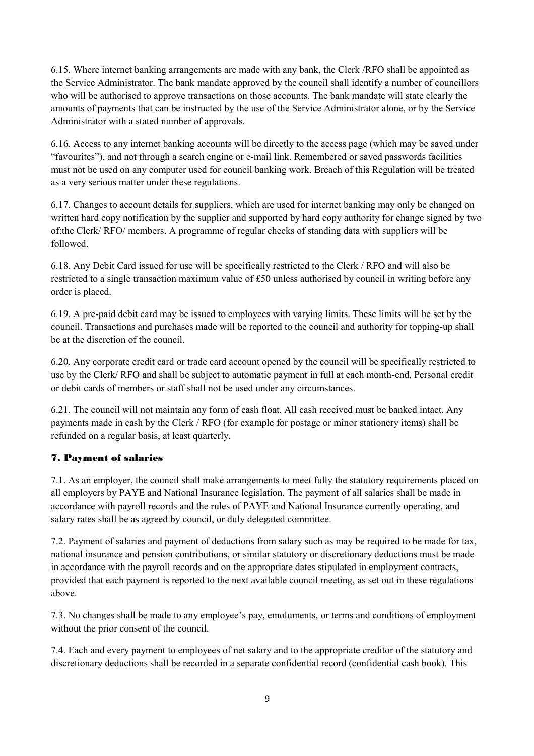6.15. Where internet banking arrangements are made with any bank, the Clerk /RFO shall be appointed as the Service Administrator. The bank mandate approved by the council shall identify a number of councillors who will be authorised to approve transactions on those accounts. The bank mandate will state clearly the amounts of payments that can be instructed by the use of the Service Administrator alone, or by the Service Administrator with a stated number of approvals.

6.16. Access to any internet banking accounts will be directly to the access page (which may be saved under "favourites"), and not through a search engine or e-mail link. Remembered or saved passwords facilities must not be used on any computer used for council banking work. Breach of this Regulation will be treated as a very serious matter under these regulations.

6.17. Changes to account details for suppliers, which are used for internet banking may only be changed on written hard copy notification by the supplier and supported by hard copy authority for change signed by two of:the Clerk/ RFO/ members. A programme of regular checks of standing data with suppliers will be followed.

6.18. Any Debit Card issued for use will be specifically restricted to the Clerk / RFO and will also be restricted to a single transaction maximum value of £50 unless authorised by council in writing before any order is placed.

6.19. A pre-paid debit card may be issued to employees with varying limits. These limits will be set by the council. Transactions and purchases made will be reported to the council and authority for topping-up shall be at the discretion of the council.

6.20. Any corporate credit card or trade card account opened by the council will be specifically restricted to use by the Clerk/ RFO and shall be subject to automatic payment in full at each month-end. Personal credit or debit cards of members or staff shall not be used under any circumstances.

6.21. The council will not maintain any form of cash float. All cash received must be banked intact. Any payments made in cash by the Clerk / RFO (for example for postage or minor stationery items) shall be refunded on a regular basis, at least quarterly.

## 7. Payment of salaries

7.1. As an employer, the council shall make arrangements to meet fully the statutory requirements placed on all employers by PAYE and National Insurance legislation. The payment of all salaries shall be made in accordance with payroll records and the rules of PAYE and National Insurance currently operating, and salary rates shall be as agreed by council, or duly delegated committee.

7.2. Payment of salaries and payment of deductions from salary such as may be required to be made for tax, national insurance and pension contributions, or similar statutory or discretionary deductions must be made in accordance with the payroll records and on the appropriate dates stipulated in employment contracts, provided that each payment is reported to the next available council meeting, as set out in these regulations above.

7.3. No changes shall be made to any employee's pay, emoluments, or terms and conditions of employment without the prior consent of the council.

7.4. Each and every payment to employees of net salary and to the appropriate creditor of the statutory and discretionary deductions shall be recorded in a separate confidential record (confidential cash book). This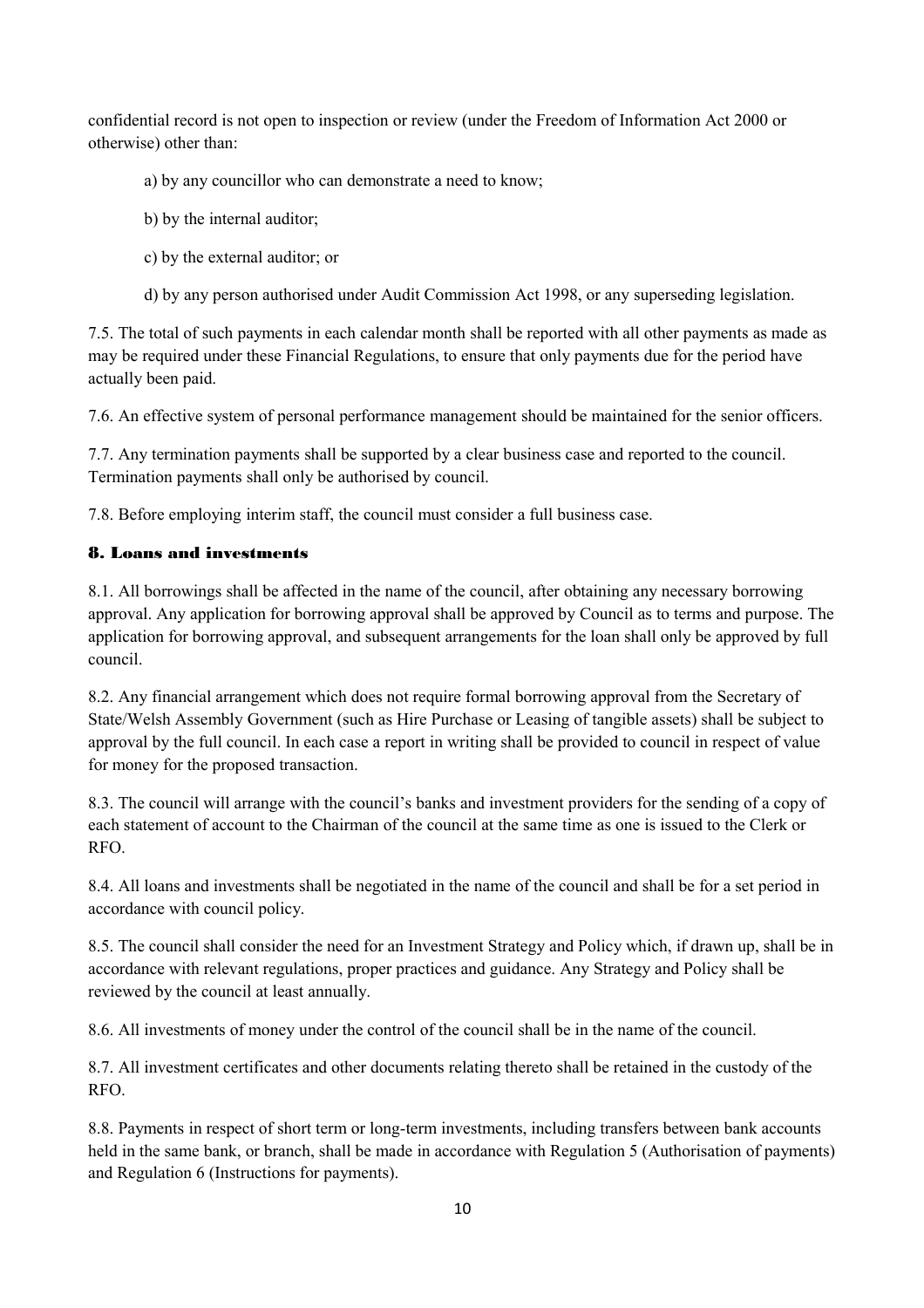confidential record is not open to inspection or review (under the Freedom of Information Act 2000 or otherwise) other than:

a) by any councillor who can demonstrate a need to know;

b) by the internal auditor;

c) by the external auditor; or

d) by any person authorised under Audit Commission Act 1998, or any superseding legislation.

7.5. The total of such payments in each calendar month shall be reported with all other payments as made as may be required under these Financial Regulations, to ensure that only payments due for the period have actually been paid.

7.6. An effective system of personal performance management should be maintained for the senior officers.

7.7. Any termination payments shall be supported by a clear business case and reported to the council. Termination payments shall only be authorised by council.

7.8. Before employing interim staff, the council must consider a full business case.

## 8. Loans and investments

8.1. All borrowings shall be affected in the name of the council, after obtaining any necessary borrowing approval. Any application for borrowing approval shall be approved by Council as to terms and purpose. The application for borrowing approval, and subsequent arrangements for the loan shall only be approved by full council.

8.2. Any financial arrangement which does not require formal borrowing approval from the Secretary of State/Welsh Assembly Government (such as Hire Purchase or Leasing of tangible assets) shall be subject to approval by the full council. In each case a report in writing shall be provided to council in respect of value for money for the proposed transaction.

8.3. The council will arrange with the council's banks and investment providers for the sending of a copy of each statement of account to the Chairman of the council at the same time as one is issued to the Clerk or RFO.

8.4. All loans and investments shall be negotiated in the name of the council and shall be for a set period in accordance with council policy.

8.5. The council shall consider the need for an Investment Strategy and Policy which, if drawn up, shall be in accordance with relevant regulations, proper practices and guidance. Any Strategy and Policy shall be reviewed by the council at least annually.

8.6. All investments of money under the control of the council shall be in the name of the council.

8.7. All investment certificates and other documents relating thereto shall be retained in the custody of the RFO.

8.8. Payments in respect of short term or long-term investments, including transfers between bank accounts held in the same bank, or branch, shall be made in accordance with Regulation 5 (Authorisation of payments) and Regulation 6 (Instructions for payments).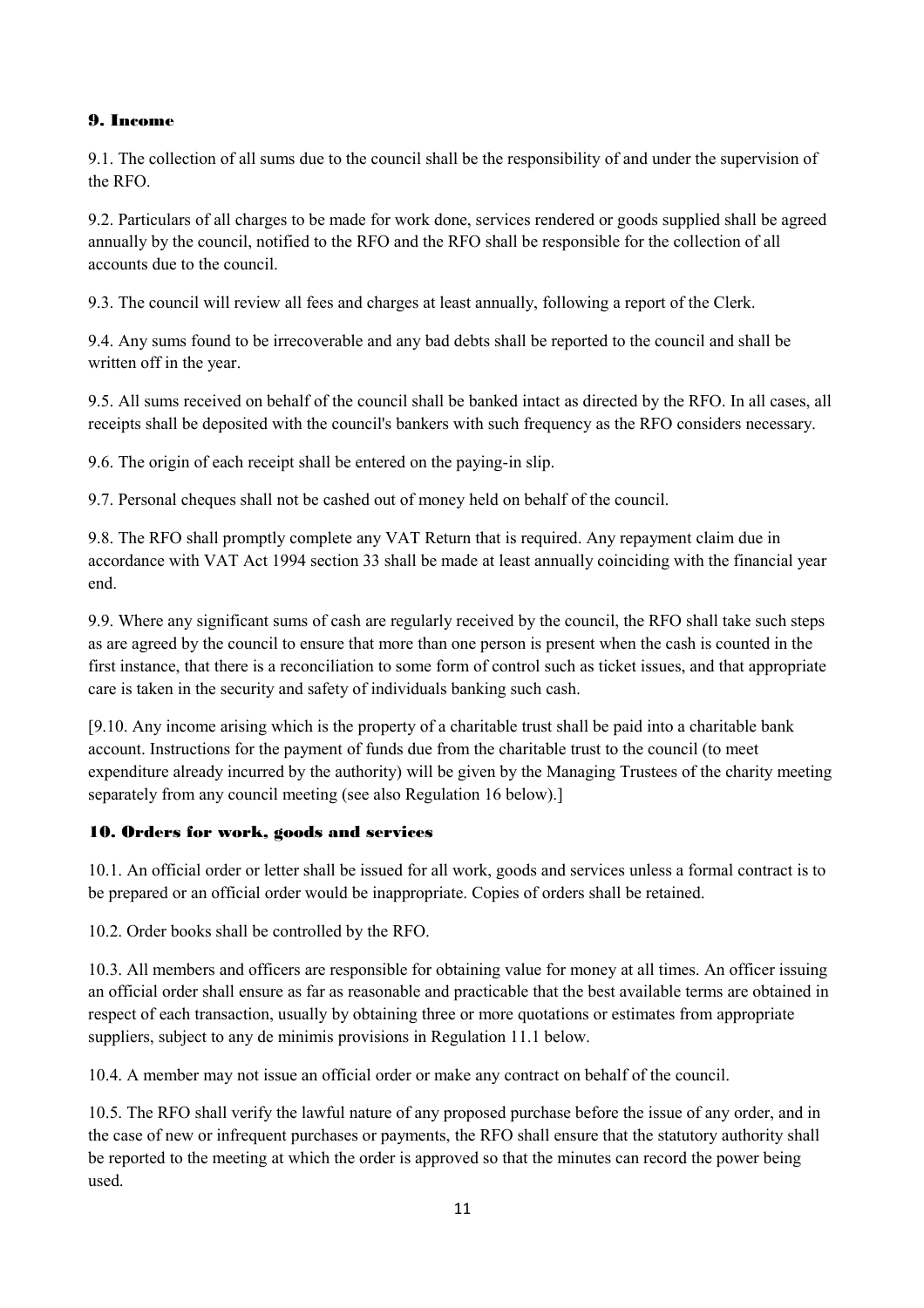## 9. Income

9.1. The collection of all sums due to the council shall be the responsibility of and under the supervision of the RFO.

9.2. Particulars of all charges to be made for work done, services rendered or goods supplied shall be agreed annually by the council, notified to the RFO and the RFO shall be responsible for the collection of all accounts due to the council.

9.3. The council will review all fees and charges at least annually, following a report of the Clerk.

9.4. Any sums found to be irrecoverable and any bad debts shall be reported to the council and shall be written off in the year.

9.5. All sums received on behalf of the council shall be banked intact as directed by the RFO. In all cases, all receipts shall be deposited with the council's bankers with such frequency as the RFO considers necessary.

9.6. The origin of each receipt shall be entered on the paying-in slip.

9.7. Personal cheques shall not be cashed out of money held on behalf of the council.

9.8. The RFO shall promptly complete any VAT Return that is required. Any repayment claim due in accordance with VAT Act 1994 section 33 shall be made at least annually coinciding with the financial year end.

9.9. Where any significant sums of cash are regularly received by the council, the RFO shall take such steps as are agreed by the council to ensure that more than one person is present when the cash is counted in the first instance, that there is a reconciliation to some form of control such as ticket issues, and that appropriate care is taken in the security and safety of individuals banking such cash.

[9.10. Any income arising which is the property of a charitable trust shall be paid into a charitable bank account. Instructions for the payment of funds due from the charitable trust to the council (to meet expenditure already incurred by the authority) will be given by the Managing Trustees of the charity meeting separately from any council meeting (see also Regulation 16 below).]

## 10. Orders for work, goods and services

10.1. An official order or letter shall be issued for all work, goods and services unless a formal contract is to be prepared or an official order would be inappropriate. Copies of orders shall be retained.

10.2. Order books shall be controlled by the RFO.

10.3. All members and officers are responsible for obtaining value for money at all times. An officer issuing an official order shall ensure as far as reasonable and practicable that the best available terms are obtained in respect of each transaction, usually by obtaining three or more quotations or estimates from appropriate suppliers, subject to any de minimis provisions in Regulation 11.1 below.

10.4. A member may not issue an official order or make any contract on behalf of the council.

10.5. The RFO shall verify the lawful nature of any proposed purchase before the issue of any order, and in the case of new or infrequent purchases or payments, the RFO shall ensure that the statutory authority shall be reported to the meeting at which the order is approved so that the minutes can record the power being used.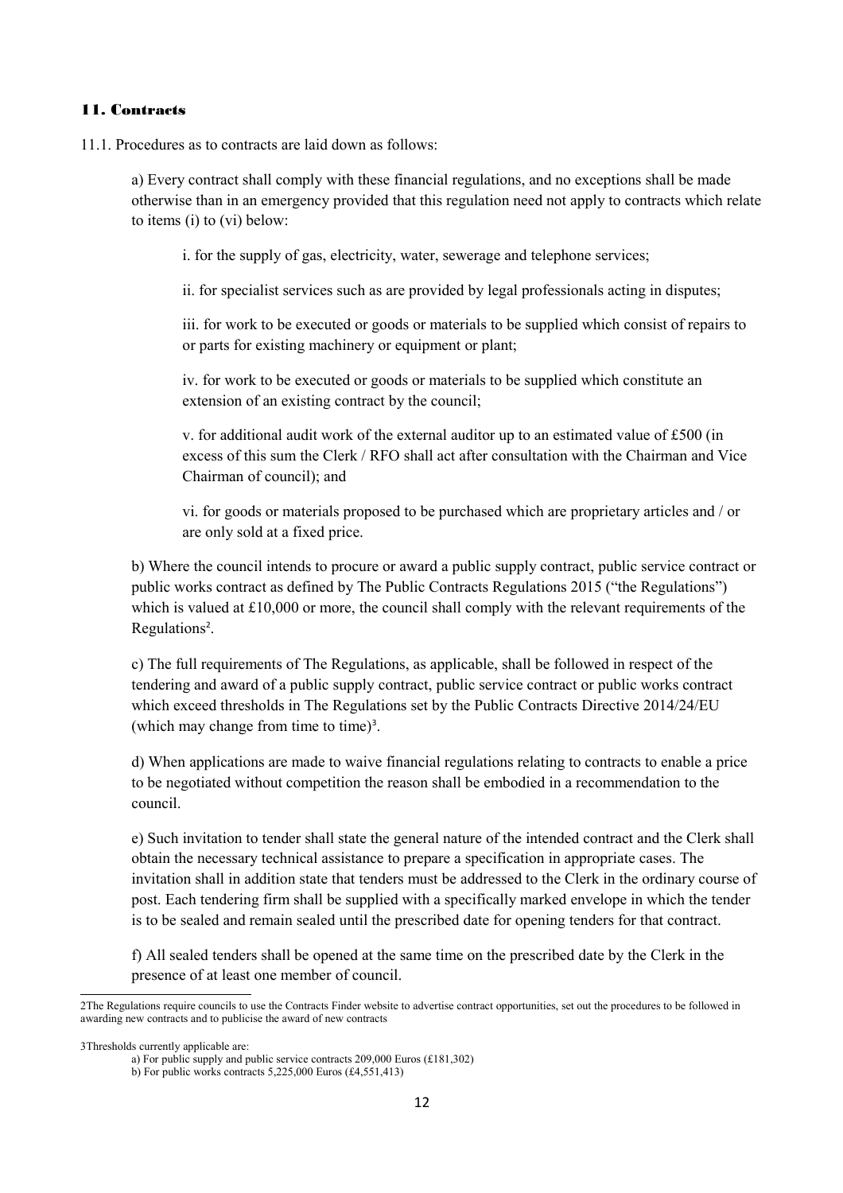## 11. Contracts

11.1. Procedures as to contracts are laid down as follows:

a) Every contract shall comply with these financial regulations, and no exceptions shall be made otherwise than in an emergency provided that this regulation need not apply to contracts which relate to items (i) to (vi) below:

i. for the supply of gas, electricity, water, sewerage and telephone services;

ii. for specialist services such as are provided by legal professionals acting in disputes;

iii. for work to be executed or goods or materials to be supplied which consist of repairs to or parts for existing machinery or equipment or plant;

iv. for work to be executed or goods or materials to be supplied which constitute an extension of an existing contract by the council;

v. for additional audit work of the external auditor up to an estimated value of £500 (in excess of this sum the Clerk / RFO shall act after consultation with the Chairman and Vice Chairman of council); and

vi. for goods or materials proposed to be purchased which are proprietary articles and / or are only sold at a fixed price.

b) Where the council intends to procure or award a public supply contract, public service contract or public works contract as defined by The Public Contracts Regulations 2015 ("the Regulations") which is valued at £10,000 or more, the council shall comply with the relevant requirements of the Regulations[2].

c) The full requirements of The Regulations, as applicable, shall be followed in respect of the tendering and award of a public supply contract, public service contract or public works contract which exceed thresholds in The Regulations set by the Public Contracts Directive 2014/24/EU (which may change from time to time)[3].

d) When applications are made to waive financial regulations relating to contracts to enable a price to be negotiated without competition the reason shall be embodied in a recommendation to the council.

e) Such invitation to tender shall state the general nature of the intended contract and the Clerk shall obtain the necessary technical assistance to prepare a specification in appropriate cases. The invitation shall in addition state that tenders must be addressed to the Clerk in the ordinary course of post. Each tendering firm shall be supplied with a specifically marked envelope in which the tender is to be sealed and remain sealed until the prescribed date for opening tenders for that contract.

f) All sealed tenders shall be opened at the same time on the prescribed date by the Clerk in the presence of at least one member of council.

---

2The Regulations require councils to use the Contracts Finder website to advertise contract opportunities, set out the procedures to be followed in awarding new contracts and to publicise the award of new contracts

3Thresholds currently applicable are:

a) For public supply and public service contracts 209,000 Euros (£181,302)

b) For public works contracts 5,225,000 Euros (£4,551,413)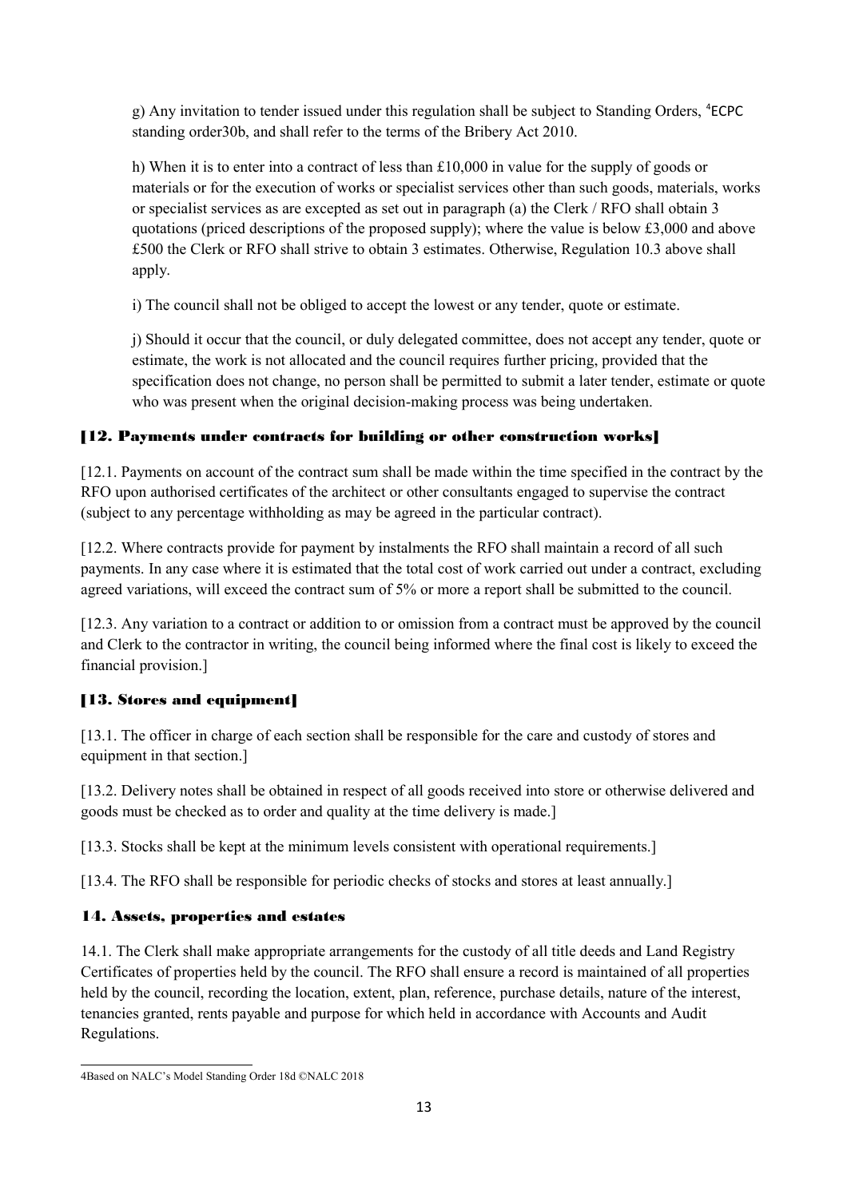g) Any invitation to tender issued under this regulation shall be subject to Standing Orders, [4]ECPC standing order30b, and shall refer to the terms of the Bribery Act 2010.

h) When it is to enter into a contract of less than £10,000 in value for the supply of goods or materials or for the execution of works or specialist services other than such goods, materials, works or specialist services as are excepted as set out in paragraph (a) the Clerk / RFO shall obtain 3 quotations (priced descriptions of the proposed supply); where the value is below £3,000 and above £500 the Clerk or RFO shall strive to obtain 3 estimates. Otherwise, Regulation 10.3 above shall apply.

i) The council shall not be obliged to accept the lowest or any tender, quote or estimate.

j) Should it occur that the council, or duly delegated committee, does not accept any tender, quote or estimate, the work is not allocated and the council requires further pricing, provided that the specification does not change, no person shall be permitted to submit a later tender, estimate or quote who was present when the original decision-making process was being undertaken.

### [12. Payments under contracts for building or other construction works]

[12.1. Payments on account of the contract sum shall be made within the time specified in the contract by the RFO upon authorised certificates of the architect or other consultants engaged to supervise the contract (subject to any percentage withholding as may be agreed in the particular contract).

[12.2. Where contracts provide for payment by instalments the RFO shall maintain a record of all such payments. In any case where it is estimated that the total cost of work carried out under a contract, excluding agreed variations, will exceed the contract sum of 5% or more a report shall be submitted to the council.

[12.3. Any variation to a contract or addition to or omission from a contract must be approved by the council and Clerk to the contractor in writing, the council being informed where the final cost is likely to exceed the financial provision.]

### [13. Stores and equipment]

[13.1. The officer in charge of each section shall be responsible for the care and custody of stores and equipment in that section.]

[13.2. Delivery notes shall be obtained in respect of all goods received into store or otherwise delivered and goods must be checked as to order and quality at the time delivery is made.]

[13.3. Stocks shall be kept at the minimum levels consistent with operational requirements.]

[13.4. The RFO shall be responsible for periodic checks of stocks and stores at least annually.]

### 14. Assets, properties and estates

14.1. The Clerk shall make appropriate arrangements for the custody of all title deeds and Land Registry Certificates of properties held by the council. The RFO shall ensure a record is maintained of all properties held by the council, recording the location, extent, plan, reference, purchase details, nature of the interest, tenancies granted, rents payable and purpose for which held in accordance with Accounts and Audit Regulations.

---

4Based on NALC's Model Standing Order 18d ©NALC 2018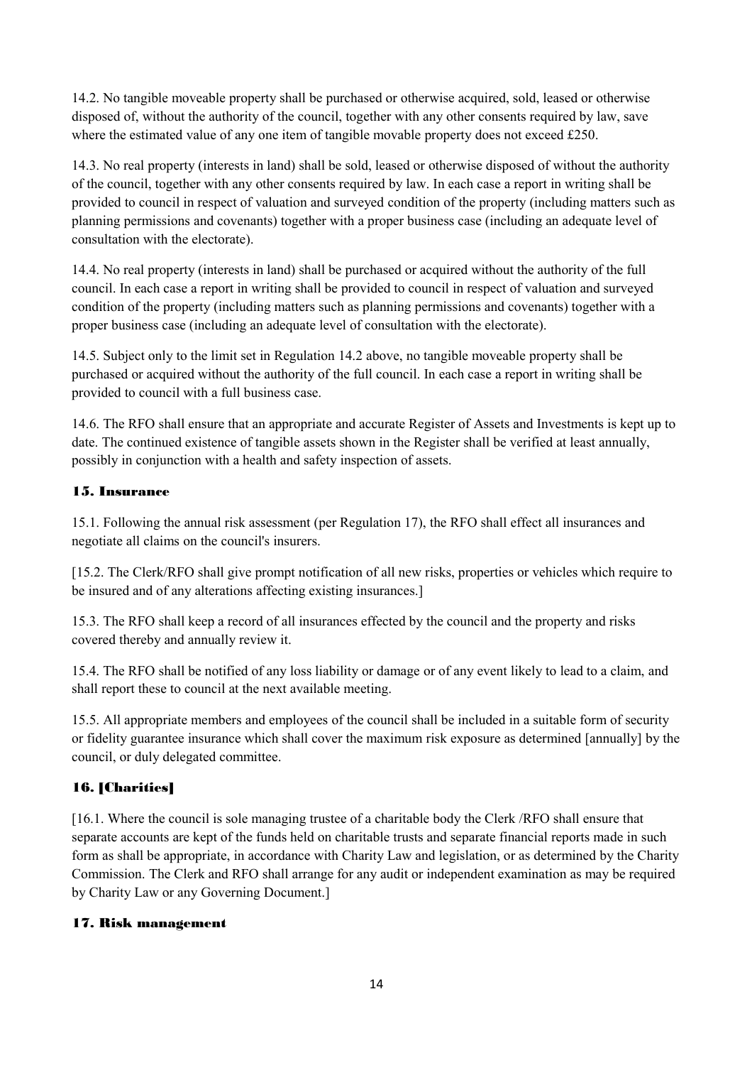14.2. No tangible moveable property shall be purchased or otherwise acquired, sold, leased or otherwise disposed of, without the authority of the council, together with any other consents required by law, save where the estimated value of any one item of tangible movable property does not exceed £250.

14.3. No real property (interests in land) shall be sold, leased or otherwise disposed of without the authority of the council, together with any other consents required by law. In each case a report in writing shall be provided to council in respect of valuation and surveyed condition of the property (including matters such as planning permissions and covenants) together with a proper business case (including an adequate level of consultation with the electorate).

14.4. No real property (interests in land) shall be purchased or acquired without the authority of the full council. In each case a report in writing shall be provided to council in respect of valuation and surveyed condition of the property (including matters such as planning permissions and covenants) together with a proper business case (including an adequate level of consultation with the electorate).

14.5. Subject only to the limit set in Regulation 14.2 above, no tangible moveable property shall be purchased or acquired without the authority of the full council. In each case a report in writing shall be provided to council with a full business case.

14.6. The RFO shall ensure that an appropriate and accurate Register of Assets and Investments is kept up to date. The continued existence of tangible assets shown in the Register shall be verified at least annually, possibly in conjunction with a health and safety inspection of assets.

## 15. Insurance

15.1. Following the annual risk assessment (per Regulation 17), the RFO shall effect all insurances and negotiate all claims on the council's insurers.

[15.2. The Clerk/RFO shall give prompt notification of all new risks, properties or vehicles which require to be insured and of any alterations affecting existing insurances.]

15.3. The RFO shall keep a record of all insurances effected by the council and the property and risks covered thereby and annually review it.

15.4. The RFO shall be notified of any loss liability or damage or of any event likely to lead to a claim, and shall report these to council at the next available meeting.

15.5. All appropriate members and employees of the council shall be included in a suitable form of security or fidelity guarantee insurance which shall cover the maximum risk exposure as determined [annually] by the council, or duly delegated committee.

## 16. [Charities]

[16.1. Where the council is sole managing trustee of a charitable body the Clerk /RFO shall ensure that separate accounts are kept of the funds held on charitable trusts and separate financial reports made in such form as shall be appropriate, in accordance with Charity Law and legislation, or as determined by the Charity Commission. The Clerk and RFO shall arrange for any audit or independent examination as may be required by Charity Law or any Governing Document.]

## 17. Risk management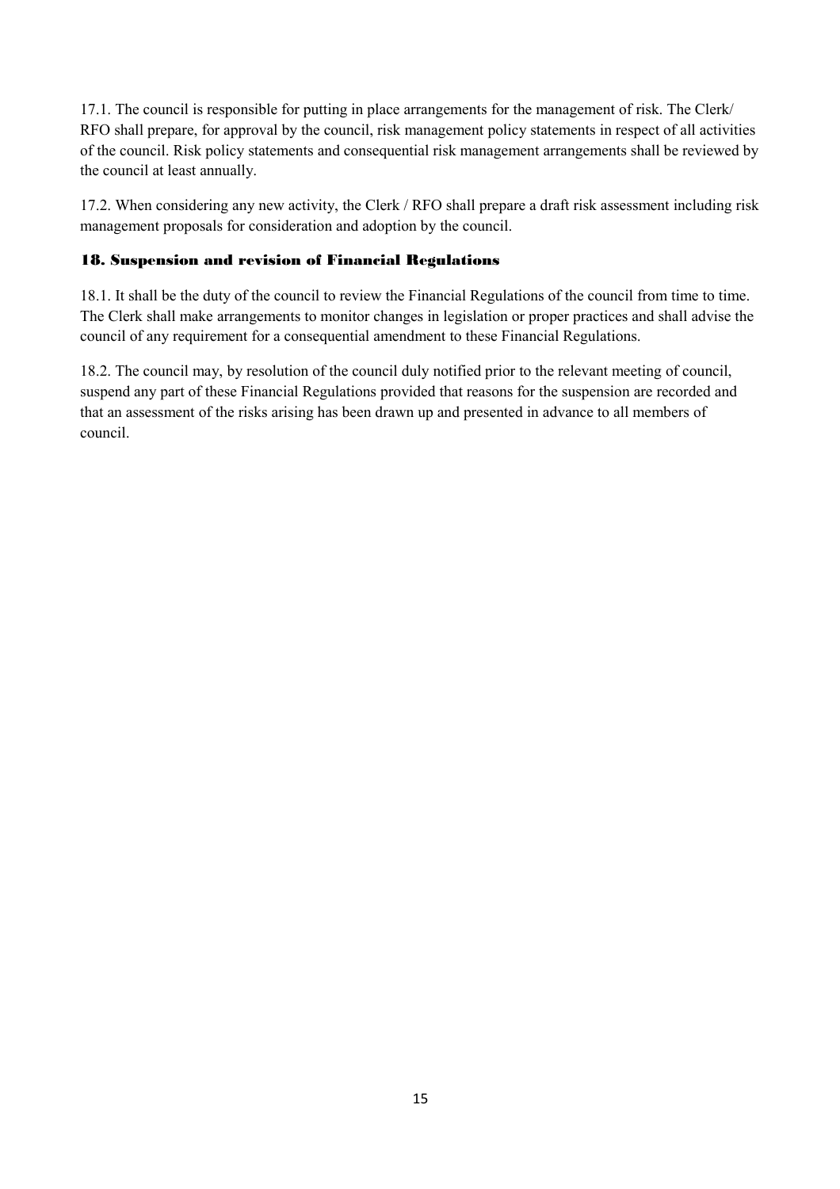17.1. The council is responsible for putting in place arrangements for the management of risk. The Clerk/ RFO shall prepare, for approval by the council, risk management policy statements in respect of all activities of the council. Risk policy statements and consequential risk management arrangements shall be reviewed by the council at least annually.

17.2. When considering any new activity, the Clerk / RFO shall prepare a draft risk assessment including risk management proposals for consideration and adoption by the council.

## 18. Suspension and revision of Financial Regulations

18.1. It shall be the duty of the council to review the Financial Regulations of the council from time to time. The Clerk shall make arrangements to monitor changes in legislation or proper practices and shall advise the council of any requirement for a consequential amendment to these Financial Regulations.

18.2. The council may, by resolution of the council duly notified prior to the relevant meeting of council, suspend any part of these Financial Regulations provided that reasons for the suspension are recorded and that an assessment of the risks arising has been drawn up and presented in advance to all members of council.